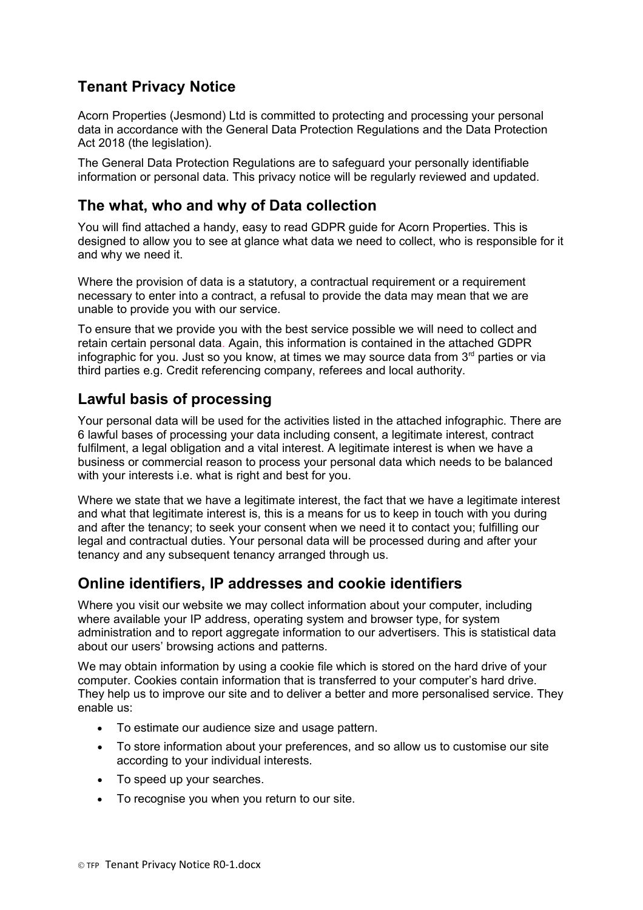## Tenant Privacy Notice

Acorn Properties (Jesmond) Ltd is committed to protecting and processing your personal data in accordance with the General Data Protection Regulations and the Data Protection Act 2018 (the legislation).

The General Data Protection Regulations are to safeguard your personally identifiable information or personal data. This privacy notice will be regularly reviewed and updated.

## The what, who and why of Data collection

You will find attached a handy, easy to read GDPR guide for Acorn Properties. This is designed to allow you to see at glance what data we need to collect, who is responsible for it and why we need it.

Where the provision of data is a statutory, a contractual requirement or a requirement necessary to enter into a contract, a refusal to provide the data may mean that we are unable to provide you with our service.

To ensure that we provide you with the best service possible we will need to collect and retain certain personal data. Again, this information is contained in the attached GDPR infographic for you. Just so you know, at times we may source data from 3rd parties or via third parties e.g. Credit referencing company, referees and local authority.

## Lawful basis of processing

Your personal data will be used for the activities listed in the attached infographic. There are 6 lawful bases of processing your data including consent, a legitimate interest, contract fulfilment, a legal obligation and a vital interest. A legitimate interest is when we have a business or commercial reason to process your personal data which needs to be balanced with your interests i.e. what is right and best for you.

Where we state that we have a legitimate interest, the fact that we have a legitimate interest and what that legitimate interest is, this is a means for us to keep in touch with you during and after the tenancy; to seek your consent when we need it to contact you; fulfilling our legal and contractual duties. Your personal data will be processed during and after your tenancy and any subsequent tenancy arranged through us.

## Online identifiers, IP addresses and cookie identifiers

Where you visit our website we may collect information about your computer, including where available your IP address, operating system and browser type, for system administration and to report aggregate information to our advertisers. This is statistical data about our users' browsing actions and patterns.

We may obtain information by using a cookie file which is stored on the hard drive of your computer. Cookies contain information that is transferred to your computer's hard drive. They help us to improve our site and to deliver a better and more personalised service. They enable us:

- To estimate our audience size and usage pattern.
- To store information about your preferences, and so allow us to customise our site according to your individual interests.
- To speed up your searches.
- To recognise you when you return to our site.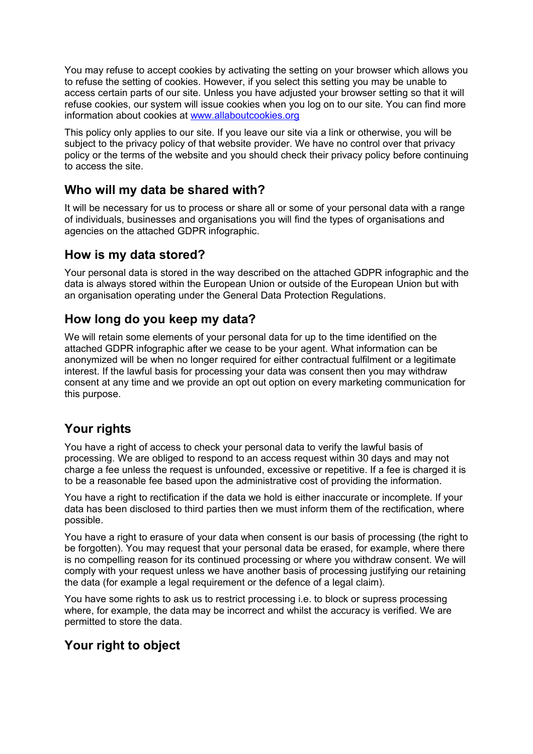You may refuse to accept cookies by activating the setting on your browser which allows you to refuse the setting of cookies. However, if you select this setting you may be unable to access certain parts of our site. Unless you have adjusted your browser setting so that it will refuse cookies, our system will issue cookies when you log on to our site. You can find more information about cookies at [www.allaboutcookies.org](http://www.allaboutcookies.org)

This policy only applies to our site. If you leave our site via a link or otherwise, you will be subject to the privacy policy of that website provider. We have no control over that privacy policy or the terms of the website and you should check their privacy policy before continuing to access the site.

## Who will my data be shared with?

It will be necessary for us to process or share all or some of your personal data with a range of individuals, businesses and organisations you will find the types of organisations and agencies on the attached GDPR infographic.

## How is my data stored?

Your personal data is stored in the way described on the attached GDPR infographic and the data is always stored within the European Union or outside of the European Union but with an organisation operating under the General Data Protection Regulations.

## How long do you keep my data?

We will retain some elements of your personal data for up to the time identified on the attached GDPR infographic after we cease to be your agent. What information can be anonymized will be when no longer required for either contractual fulfilment or a legitimate interest. If the lawful basis for processing your data was consent then you may withdraw consent at any time and we provide an opt out option on every marketing communication for this purpose.

## Your rights

You have a right of access to check your personal data to verify the lawful basis of processing. We are obliged to respond to an access request within 30 days and may not charge a fee unless the request is unfounded, excessive or repetitive. If a fee is charged it is to be a reasonable fee based upon the administrative cost of providing the information.

You have a right to rectification if the data we hold is either inaccurate or incomplete. If your data has been disclosed to third parties then we must inform them of the rectification, where possible.

You have a right to erasure of your data when consent is our basis of processing (the right to be forgotten). You may request that your personal data be erased, for example, where there is no compelling reason for its continued processing or where you withdraw consent. We will comply with your request unless we have another basis of processing justifying our retaining the data (for example a legal requirement or the defence of a legal claim).

You have some rights to ask us to restrict processing i.e. to block or supress processing where, for example, the data may be incorrect and whilst the accuracy is verified. We are permitted to store the data.

## Your right to object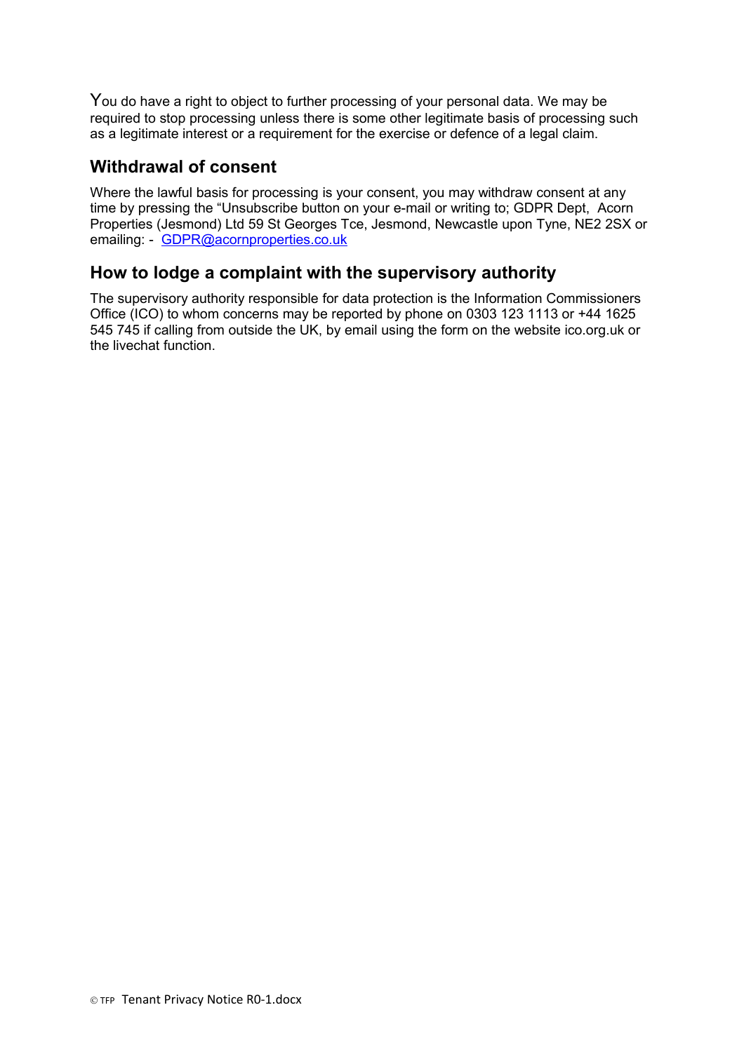You do have a right to object to further processing of your personal data. We may be required to stop processing unless there is some other legitimate basis of processing such as a legitimate interest or a requirement for the exercise or defence of a legal claim.

## Withdrawal of consent

Where the lawful basis for processing is your consent, you may withdraw consent at any time by pressing the "Unsubscribe button on your e-mail or writing to; GDPR Dept, Acorn Properties (Jesmond) Ltd 59 St Georges Tce, Jesmond, Newcastle upon Tyne, NE2 2SX or emailing: - GDPR@acornproperties.co.uk

## How to lodge a complaint with the supervisory authority

The supervisory authority responsible for data protection is the Information Commissioners Office (ICO) to whom concerns may be reported by phone on 0303 123 1113 or +44 1625 545 745 if calling from outside the UK, by email using the form on the website ico.org.uk or the livechat function.